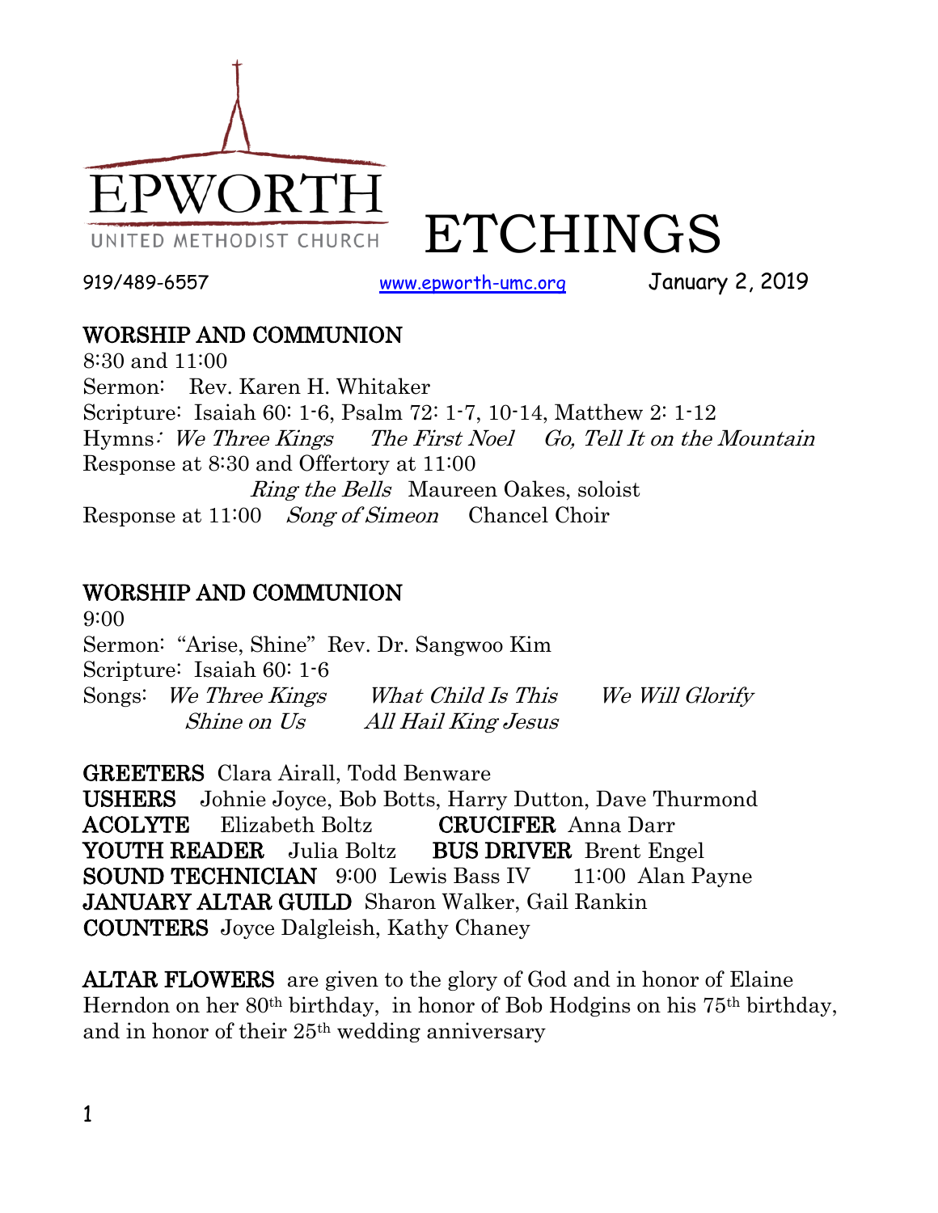EPWORTH

UNITED METHODIST CHURCH

# ETCHINGS

919/489-6557 www.epworth-umc.org January 2, 2019

## WORSHIP AND COMMUNION

8:30 and 11:00

Sermon: Rev. Karen H. Whitaker

Scripture: Isaiah 60: 1-6, Psalm 72: 1-7, 10-14, Matthew 2: 1-12

Hymns: *We Three Kings* *The First Noel* *Go, Tell It on the Mountain*

Response at 8:30 and Offertory at 11:00

*Ring the Bells* Maureen Oakes, soloist

Response at 11:00 *Song of Simeon* Chancel Choir

## WORSHIP AND COMMUNION

9:00

Sermon: "Arise, Shine" Rev. Dr. Sangwoo Kim

Scripture: Isaiah 60: 1-6

Songs: *We Three Kings* *What Child Is This* *We Will Glorify* *Shine on Us* *All Hail King Jesus*

**GREETERS** Clara Airall, Todd Benware

**USHERS** Johnie Joyce, Bob Botts, Harry Dutton, Dave Thurmond

**ACOLYTE** Elizabeth Boltz **CRUCIFER** Anna Darr

**YOUTH READER** Julia Boltz **BUS DRIVER** Brent Engel

**SOUND TECHNICIAN** 9:00 Lewis Bass IV 11:00 Alan Payne

**JANUARY ALTAR GUILD** Sharon Walker, Gail Rankin

**COUNTERS** Joyce Dalgleish, Kathy Chaney

**ALTAR FLOWERS** are given to the glory of God and in honor of Elaine Herndon on her 80th birthday, in honor of Bob Hodgins on his 75th birthday, and in honor of their 25th wedding anniversary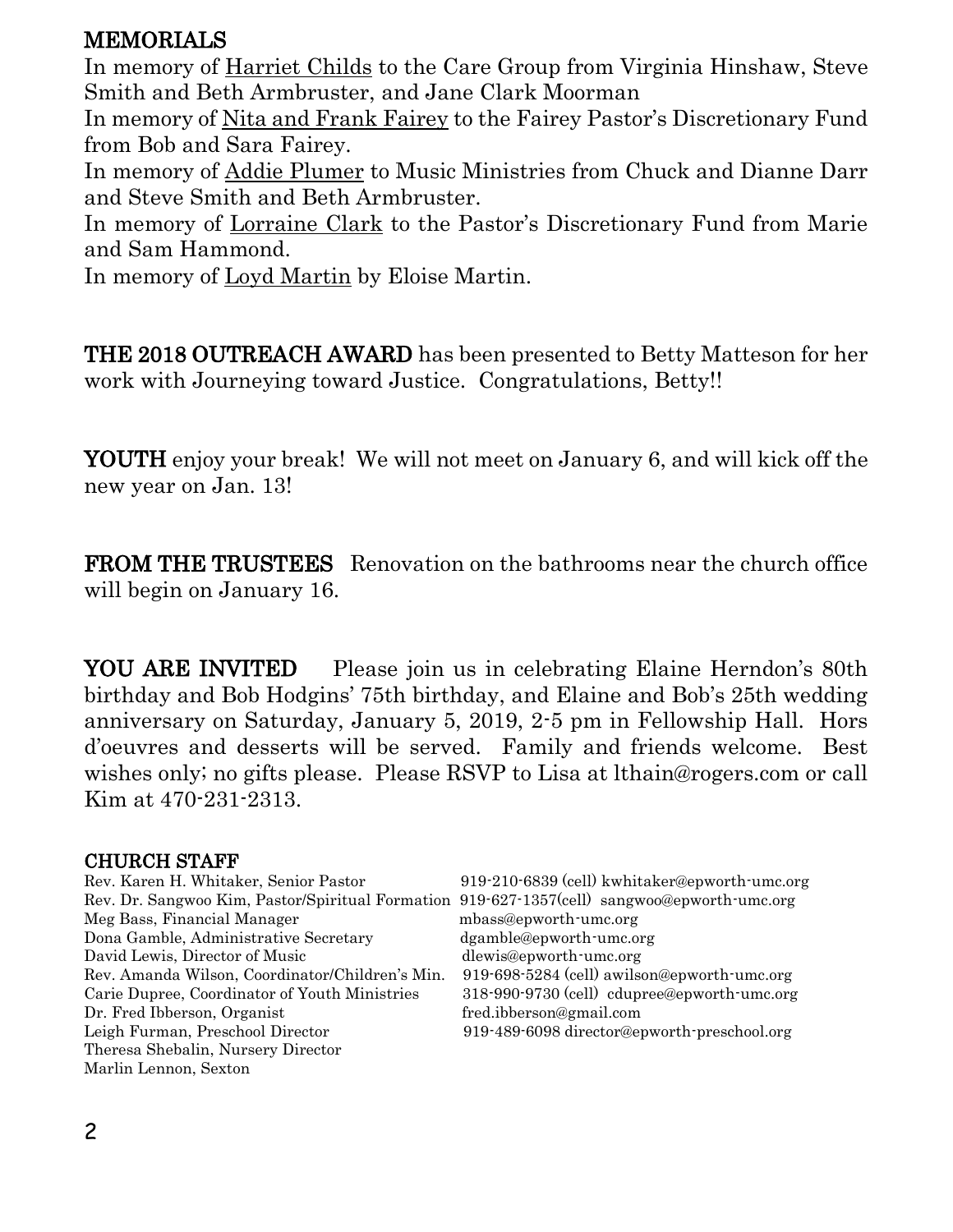## MEMORIALS

In memory of <u>Harriet Childs</u> to the Care Group from Virginia Hinshaw, Steve Smith and Beth Armbruster, and Jane Clark Moorman

In memory of <u>Nita and Frank Fairey</u> to the Fairey Pastor's Discretionary Fund from Bob and Sara Fairey.

In memory of <u>Addie Plumer</u> to Music Ministries from Chuck and Dianne Darr and Steve Smith and Beth Armbruster.

In memory of <u>Lorraine Clark</u> to the Pastor's Discretionary Fund from Marie and Sam Hammond.

In memory of <u>Loyd Martin</u> by Eloise Martin.

**THE 2018 OUTREACH AWARD** has been presented to Betty Matteson for her work with Journeying toward Justice. Congratulations, Betty!!

**YOUTH** enjoy your break! We will not meet on January 6, and will kick off the new year on Jan. 13!

**FROM THE TRUSTEES** Renovation on the bathrooms near the church office will begin on January 16.

**YOU ARE INVITED** Please join us in celebrating Elaine Herndon's 80th birthday and Bob Hodgins' 75th birthday, and Elaine and Bob's 25th wedding anniversary on Saturday, January 5, 2019, 2-5 pm in Fellowship Hall. Hors d'oeuvres and desserts will be served. Family and friends welcome. Best wishes only; no gifts please. Please RSVP to Lisa at lthain@rogers.com or call Kim at 470-231-2313.

### CHURCH STAFF

| | |
|---|---|
| Rev. Karen H. Whitaker, Senior Pastor | 919-210-6839 (cell) kwhitaker@epworth-umc.org |
| Rev. Dr. Sangwoo Kim, Pastor/Spiritual Formation | 919-627-1357(cell) sangwoo@epworth-umc.org |
| Meg Bass, Financial Manager | mbass@epworth-umc.org |
| Dona Gamble, Administrative Secretary | dgamble@epworth-umc.org |
| David Lewis, Director of Music | dlewis@epworth-umc.org |
| Rev. Amanda Wilson, Coordinator/Children's Min. | 919-698-5284 (cell) awilson@epworth-umc.org |
| Carie Dupree, Coordinator of Youth Ministries | 318-990-9730 (cell) cdupree@epworth-umc.org |
| Dr. Fred Ibberson, Organist | fred.ibberson@gmail.com |
| Leigh Furman, Preschool Director | 919-489-6098 director@epworth-preschool.org |
| Theresa Shebalin, Nursery Director | |
| Marlin Lennon, Sexton | |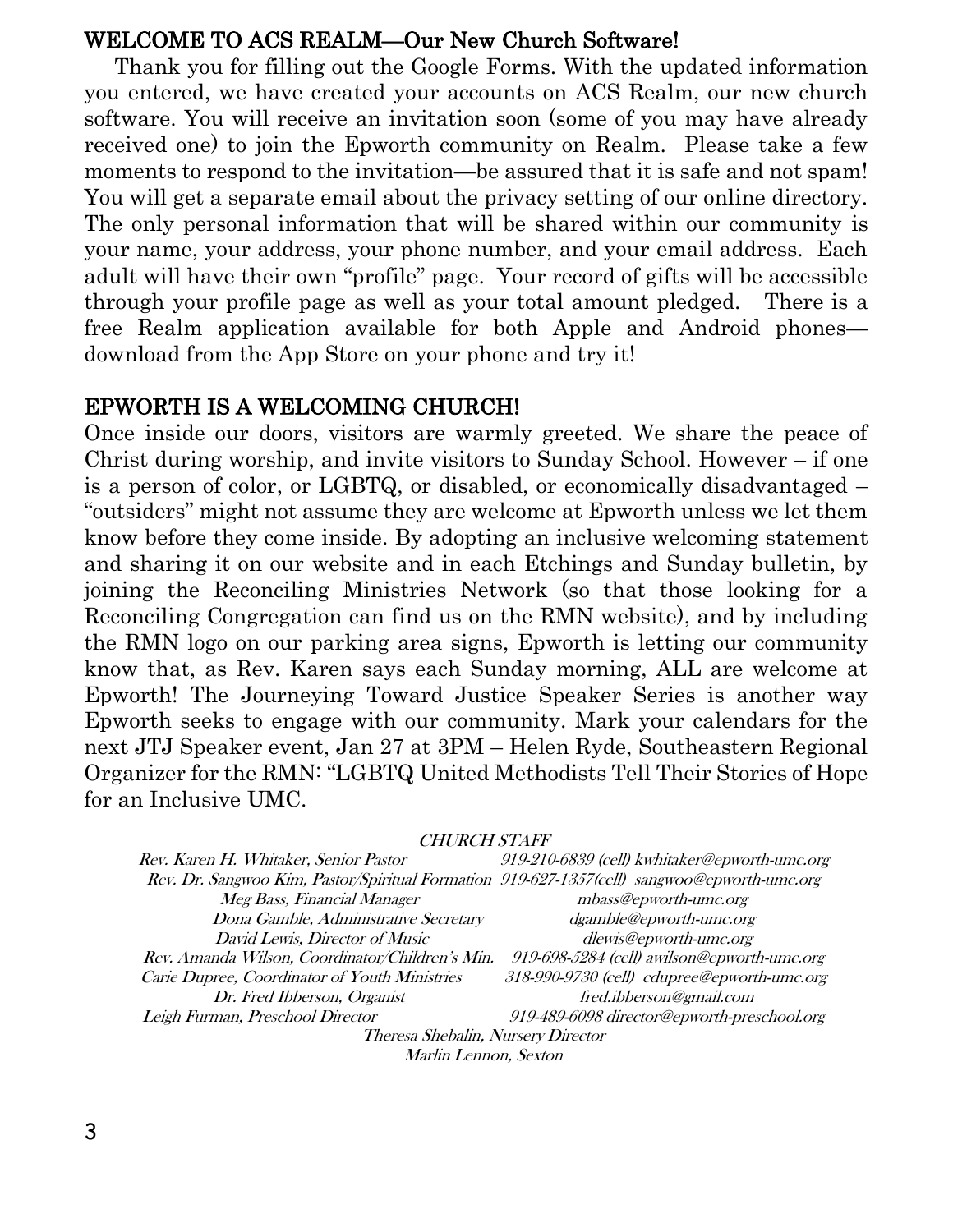## WELCOME TO ACS REALM—Our New Church Software!

Thank you for filling out the Google Forms. With the updated information you entered, we have created your accounts on ACS Realm, our new church software. You will receive an invitation soon (some of you may have already received one) to join the Epworth community on Realm. Please take a few moments to respond to the invitation—be assured that it is safe and not spam! You will get a separate email about the privacy setting of our online directory. The only personal information that will be shared within our community is your name, your address, your phone number, and your email address. Each adult will have their own "profile" page. Your record of gifts will be accessible through your profile page as well as your total amount pledged. There is a free Realm application available for both Apple and Android phones—download from the App Store on your phone and try it!

## EPWORTH IS A WELCOMING CHURCH!

Once inside our doors, visitors are warmly greeted. We share the peace of Christ during worship, and invite visitors to Sunday School. However – if one is a person of color, or LGBTQ, or disabled, or economically disadvantaged – "outsiders" might not assume they are welcome at Epworth unless we let them know before they come inside. By adopting an inclusive welcoming statement and sharing it on our website and in each Etchings and Sunday bulletin, by joining the Reconciling Ministries Network (so that those looking for a Reconciling Congregation can find us on the RMN website), and by including the RMN logo on our parking area signs, Epworth is letting our community know that, as Rev. Karen says each Sunday morning, ALL are welcome at Epworth! The Journeying Toward Justice Speaker Series is another way Epworth seeks to engage with our community. Mark your calendars for the next JTJ Speaker event, Jan 27 at 3PM – Helen Ryde, Southeastern Regional Organizer for the RMN: "LGBTQ United Methodists Tell Their Stories of Hope for an Inclusive UMC.

*CHURCH STAFF*

*Rev. Karen H. Whitaker, Senior Pastor* — *919-210-6839 (cell) kwhitaker@epworth-umc.org*
*Rev. Dr. Sangwoo Kim, Pastor/Spiritual Formation* — *919-627-1357(cell) sangwoo@epworth-umc.org*
*Meg Bass, Financial Manager* — *mbass@epworth-umc.org*
*Dona Gamble, Administrative Secretary* — *dgamble@epworth-umc.org*
*David Lewis, Director of Music* — *dlewis@epworth-umc.org*
*Rev. Amanda Wilson, Coordinator/Children's Min.* — *919-698-5284 (cell) awilson@epworth-umc.org*
*Carie Dupree, Coordinator of Youth Ministries* — *318-990-9730 (cell) cdupree@epworth-umc.org*
*Dr. Fred Ibberson, Organist* — *fred.ibberson@gmail.com*
*Leigh Furman, Preschool Director* — *919-489-6098 director@epworth-preschool.org*
*Theresa Shebalin, Nursery Director*
*Marlin Lennon, Sexton*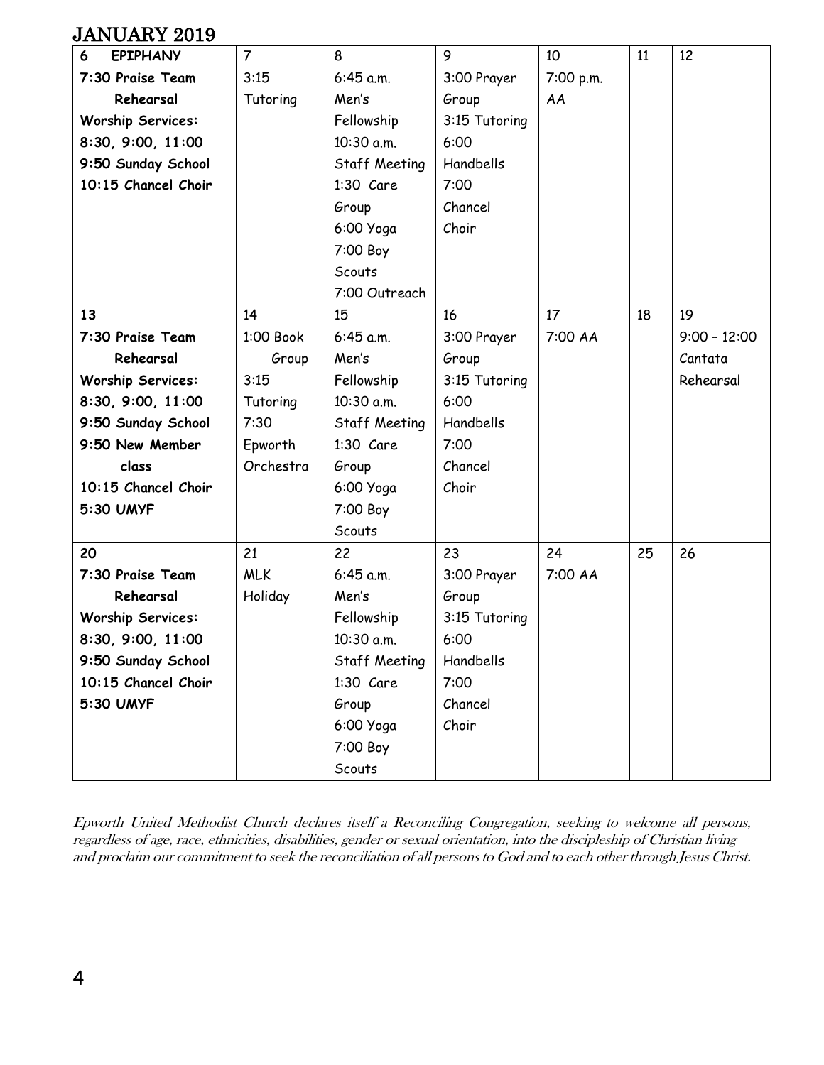# JANUARY 2019

| | | | | | | |
|---|---|---|---|---|---|---|
| **6 EPIPHANY**<br>**7:30 Praise Team Rehearsal**<br>**Worship Services:**<br>**8:30, 9:00, 11:00**<br>**9:50 Sunday School**<br>**10:15 Chancel Choir** | 7<br>3:15 Tutoring | 8<br>6:45 a.m. Men's Fellowship<br>10:30 a.m. Staff Meeting<br>1:30 Care Group<br>6:00 Yoga<br>7:00 Boy Scouts<br>7:00 Outreach | 9<br>3:00 Prayer Group<br>3:15 Tutoring<br>6:00 Handbells<br>7:00 Chancel Choir | 10<br>7:00 p.m. AA | 11 | 12 |
| **13**<br>**7:30 Praise Team Rehearsal**<br>**Worship Services:**<br>**8:30, 9:00, 11:00**<br>**9:50 Sunday School**<br>**9:50 New Member class**<br>**10:15 Chancel Choir**<br>**5:30 UMYF** | 14<br>1:00 Book Group<br>3:15 Tutoring<br>7:30 Epworth Orchestra | 15<br>6:45 a.m. Men's Fellowship<br>10:30 a.m. Staff Meeting<br>1:30 Care Group<br>6:00 Yoga<br>7:00 Boy Scouts | 16<br>3:00 Prayer Group<br>3:15 Tutoring<br>6:00 Handbells<br>7:00 Chancel Choir | 17<br>7:00 AA | 18 | 19<br>9:00 – 12:00 Cantata Rehearsal |
| **20**<br>**7:30 Praise Team Rehearsal**<br>**Worship Services:**<br>**8:30, 9:00, 11:00**<br>**9:50 Sunday School**<br>**10:15 Chancel Choir**<br>**5:30 UMYF** | 21<br>MLK Holiday | 22<br>6:45 a.m. Men's Fellowship<br>10:30 a.m. Staff Meeting<br>1:30 Care Group<br>6:00 Yoga<br>7:00 Boy Scouts | 23<br>3:00 Prayer Group<br>3:15 Tutoring<br>6:00 Handbells<br>7:00 Chancel Choir | 24<br>7:00 AA | 25 | 26 |

*Epworth United Methodist Church declares itself a Reconciling Congregation, seeking to welcome all persons, regardless of age, race, ethnicities, disabilities, gender or sexual orientation, into the discipleship of Christian living and proclaim our commitment to seek the reconciliation of all persons to God and to each other through Jesus Christ.*